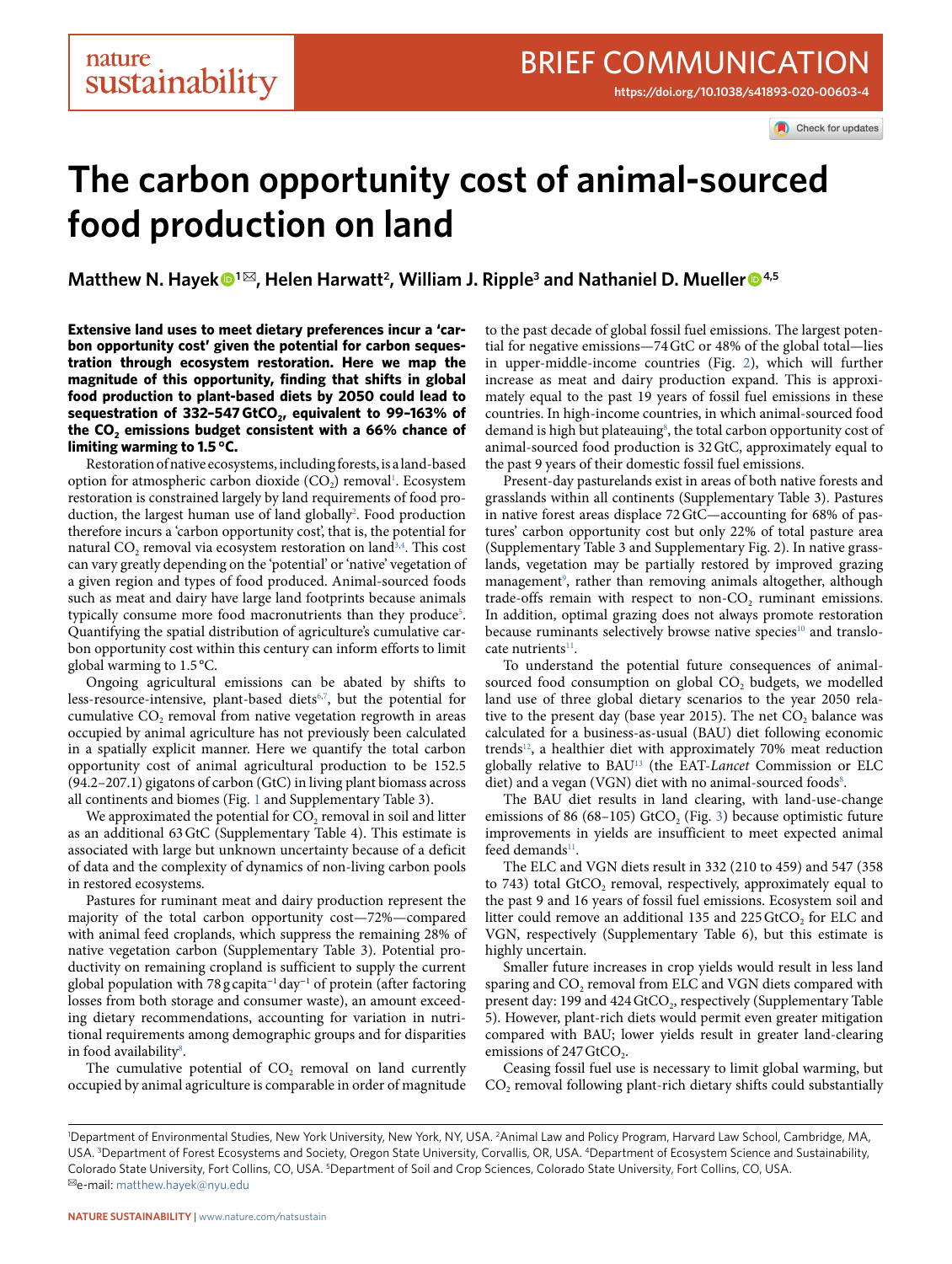BRIEF COMMUNICATION

https://doi.org/10.1038/s41893-020-00603-4

# The carbon opportunity cost of animal-sourced food production on land

**Matthew N. Hayek[1], Helen Harwatt[2], William J. Ripple[3] and Nathaniel D. Mueller[4,5]**

**Extensive land uses to meet dietary preferences incur a 'carbon opportunity cost' given the potential for carbon sequestration through ecosystem restoration. Here we map the magnitude of this opportunity, finding that shifts in global food production to plant-based diets by 2050 could lead to sequestration of 332–547 GtCO$_2$, equivalent to 99–163% of the CO$_2$ emissions budget consistent with a 66% chance of limiting warming to 1.5 °C.**

Restoration of native ecosystems, including forests, is a land-based option for atmospheric carbon dioxide (CO$_2$) removal[1]. Ecosystem restoration is constrained largely by land requirements of food production, the largest human use of land globally[2]. Food production therefore incurs a 'carbon opportunity cost', that is, the potential for natural CO$_2$ removal via ecosystem restoration on land[3,4]. This cost can vary greatly depending on the 'potential' or 'native' vegetation of a given region and types of food produced. Animal-sourced foods such as meat and dairy have large land footprints because animals typically consume more food macronutrients than they produce[5]. Quantifying the spatial distribution of agriculture's cumulative carbon opportunity cost within this century can inform efforts to limit global warming to 1.5 °C.

Ongoing agricultural emissions can be abated by shifts to less-resource-intensive, plant-based diets[6,7], but the potential for cumulative CO$_2$ removal from native vegetation regrowth in areas occupied by animal agriculture has not previously been calculated in a spatially explicit manner. Here we quantify the total carbon opportunity cost of animal agricultural production to be 152.5 (94.2–207.1) gigatons of carbon (GtC) in living plant biomass across all continents and biomes (Fig. 1 and Supplementary Table 3).

We approximated the potential for CO$_2$ removal in soil and litter as an additional 63 GtC (Supplementary Table 4). This estimate is associated with large but unknown uncertainty because of a deficit of data and the complexity of dynamics of non-living carbon pools in restored ecosystems.

Pastures for ruminant meat and dairy production represent the majority of the total carbon opportunity cost—72%—compared with animal feed croplands, which suppress the remaining 28% of native vegetation carbon (Supplementary Table 3). Potential productivity on remaining cropland is sufficient to supply the current global population with 78 g capita$^{-1}$ day$^{-1}$ of protein (after factoring losses from both storage and consumer waste), an amount exceeding dietary recommendations, accounting for variation in nutritional requirements among demographic groups and for disparities in food availability[8].

The cumulative potential of CO$_2$ removal on land currently occupied by animal agriculture is comparable in order of magnitude to the past decade of global fossil fuel emissions. The largest potential for negative emissions—74 GtC or 48% of the global total—lies in upper-middle-income countries (Fig. 2), which will further increase as meat and dairy production expand. This is approximately equal to the past 19 years of fossil fuel emissions in these countries. In high-income countries, in which animal-sourced food demand is high but plateauing[8], the total carbon opportunity cost of animal-sourced food production is 32 GtC, approximately equal to the past 9 years of their domestic fossil fuel emissions.

Present-day pasturelands exist in areas of both native forests and grasslands within all continents (Supplementary Table 3). Pastures in native forest areas displace 72 GtC—accounting for 68% of pastures' carbon opportunity cost but only 22% of total pasture area (Supplementary Table 3 and Supplementary Fig. 2). In native grasslands, vegetation may be partially restored by improved grazing management[9], rather than removing animals altogether, although trade-offs remain with respect to non-CO$_2$ ruminant emissions. In addition, optimal grazing does not always promote restoration because ruminants selectively browse native species[10] and translocate nutrients[11].

To understand the potential future consequences of animal-sourced food consumption on global CO$_2$ budgets, we modelled land use of three global dietary scenarios to the year 2050 relative to the present day (base year 2015). The net CO$_2$ balance was calculated for a business-as-usual (BAU) diet following economic trends[12], a healthier diet with approximately 70% meat reduction globally relative to BAU[13] (the EAT-*Lancet* Commission or ELC diet) and a vegan (VGN) diet with no animal-sourced foods[8].

The BAU diet results in land clearing, with land-use-change emissions of 86 (68–105) GtCO$_2$ (Fig. 3) because optimistic future improvements in yields are insufficient to meet expected animal feed demands[11].

The ELC and VGN diets result in 332 (210 to 459) and 547 (358 to 743) total GtCO$_2$ removal, respectively, approximately equal to the past 9 and 16 years of fossil fuel emissions. Ecosystem soil and litter could remove an additional 135 and 225 GtCO$_2$ for ELC and VGN, respectively (Supplementary Table 6), but this estimate is highly uncertain.

Smaller future increases in crop yields would result in less land sparing and CO$_2$ removal from ELC and VGN diets compared with present day: 199 and 424 GtCO$_2$, respectively (Supplementary Table 5). However, plant-rich diets would permit even greater mitigation compared with BAU; lower yields result in greater land-clearing emissions of 247 GtCO$_2$.

Ceasing fossil fuel use is necessary to limit global warming, but CO$_2$ removal following plant-rich dietary shifts could substantially

[1]Department of Environmental Studies, New York University, New York, NY, USA. [2]Animal Law and Policy Program, Harvard Law School, Cambridge, MA, USA. [3]Department of Forest Ecosystems and Society, Oregon State University, Corvallis, OR, USA. [4]Department of Ecosystem Science and Sustainability, Colorado State University, Fort Collins, CO, USA. [5]Department of Soil and Crop Sciences, Colorado State University, Fort Collins, CO, USA. e-mail: matthew.hayek@nyu.edu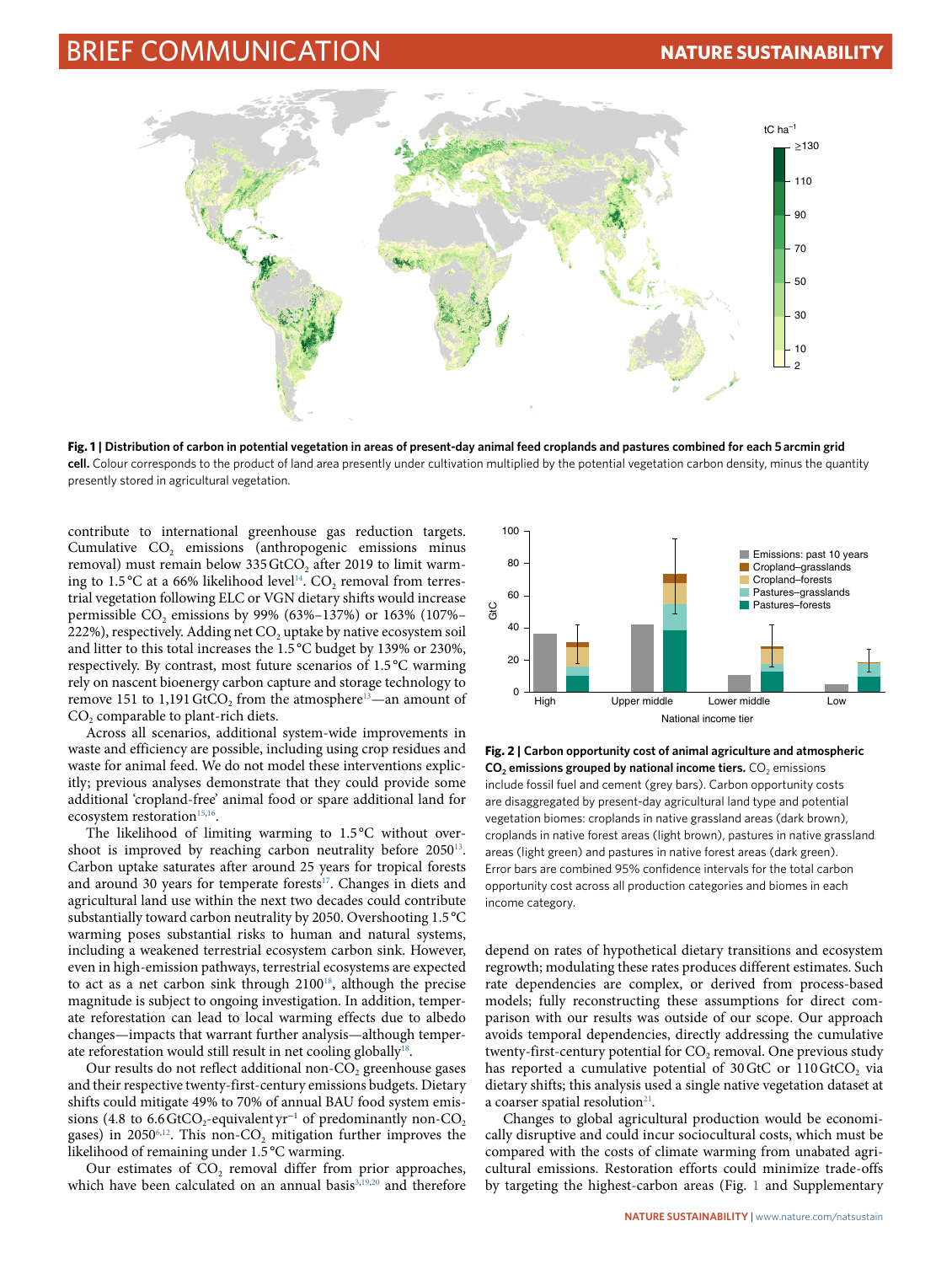**Fig. 1 | Distribution of carbon in potential vegetation in areas of present-day animal feed croplands and pastures combined for each 5 arcmin grid cell.** Colour corresponds to the product of land area presently under cultivation multiplied by the potential vegetation carbon density, minus the quantity presently stored in agricultural vegetation.

contribute to international greenhouse gas reduction targets. Cumulative $CO_2$ emissions (anthropogenic emissions minus removal) must remain below 335 Gt$CO_2$ after 2019 to limit warming to 1.5 °C at a 66% likelihood level[14]. $CO_2$ removal from terrestrial vegetation following ELC or VGN dietary shifts would increase permissible $CO_2$ emissions by 99% (63%–137%) or 163% (107%–222%), respectively. Adding net $CO_2$ uptake by native ecosystem soil and litter to this total increases the 1.5 °C budget by 139% or 230%, respectively. By contrast, most future scenarios of 1.5 °C warming rely on nascent bioenergy carbon capture and storage technology to remove 151 to 1,191 Gt$CO_2$ from the atmosphere[13]—an amount of $CO_2$ comparable to plant-rich diets.

Across all scenarios, additional system-wide improvements in waste and efficiency are possible, including using crop residues and waste for animal feed. We do not model these interventions explicitly; previous analyses demonstrate that they could provide some additional 'cropland-free' animal food or spare additional land for ecosystem restoration[15,16].

The likelihood of limiting warming to 1.5 °C without overshoot is improved by reaching carbon neutrality before 2050[13]. Carbon uptake saturates after around 25 years for tropical forests and around 30 years for temperate forests[17]. Changes in diets and agricultural land use within the next two decades could contribute substantially toward carbon neutrality by 2050. Overshooting 1.5 °C warming poses substantial risks to human and natural systems, including a weakened terrestrial ecosystem carbon sink. However, even in high-emission pathways, terrestrial ecosystems are expected to act as a net carbon sink through 2100[18], although the precise magnitude is subject to ongoing investigation. In addition, temperate reforestation can lead to local warming effects due to albedo changes—impacts that warrant further analysis—although temperate reforestation would still result in net cooling globally[18].

Our results do not reflect additional non-$CO_2$ greenhouse gases and their respective twenty-first-century emissions budgets. Dietary shifts could mitigate 49% to 70% of annual BAU food system emissions (4.8 to 6.6 Gt$CO_2$-equivalent $yr^{-1}$ of predominantly non-$CO_2$ gases) in 2050[6,12]. This non-$CO_2$ mitigation further improves the likelihood of remaining under 1.5 °C warming.

Our estimates of $CO_2$ removal differ from prior approaches, which have been calculated on an annual basis[3,19,20] and therefore depend on rates of hypothetical dietary transitions and ecosystem regrowth; modulating these rates produces different estimates. Such rate dependencies are complex, or derived from process-based models; fully reconstructing these assumptions for direct comparison with our results was outside of our scope. Our approach avoids temporal dependencies, directly addressing the cumulative twenty-first-century potential for $CO_2$ removal. One previous study has reported a cumulative potential of 30 GtC or 110 Gt$CO_2$ via dietary shifts; this analysis used a single native vegetation dataset at a coarser spatial resolution[21].

Changes to global agricultural production would be economically disruptive and could incur sociocultural costs, which must be compared with the costs of climate warming from unabated agricultural emissions. Restoration efforts could minimize trade-offs by targeting the highest-carbon areas (Fig. 1 and Supplementary

**Fig. 2 | Carbon opportunity cost of animal agriculture and atmospheric $CO_2$ emissions grouped by national income tiers.** $CO_2$ emissions include fossil fuel and cement (grey bars). Carbon opportunity costs are disaggregated by present-day agricultural land type and potential vegetation biomes: croplands in native grassland areas (dark brown), croplands in native forest areas (light brown), pastures in native grassland areas (light green) and pastures in native forest areas (dark green). Error bars are combined 95% confidence intervals for the total carbon opportunity cost across all production categories and biomes in each income category.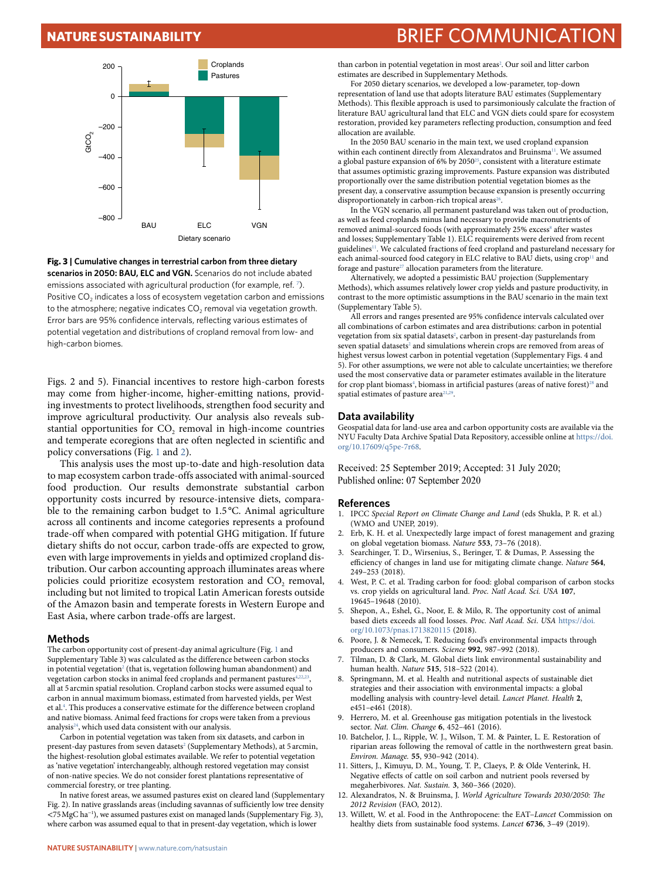Fig. 3 | Cumulative changes in terrestrial carbon from three dietary scenarios in 2050: BAU, ELC and VGN. Scenarios do not include abated emissions associated with agricultural production (for example, ref. [7]). Positive $CO_2$ indicates a loss of ecosystem vegetation carbon and emissions to the atmosphere; negative indicates $CO_2$ removal via vegetation growth. Error bars are 95% confidence intervals, reflecting various estimates of potential vegetation and distributions of cropland removal from low- and high-carbon biomes.

Figs. 2 and 5). Financial incentives to restore high-carbon forests may come from higher-income, higher-emitting nations, providing investments to protect livelihoods, strengthen food security and improve agricultural productivity. Our analysis also reveals substantial opportunities for $CO_2$ removal in high-income countries and temperate ecoregions that are often neglected in scientific and policy conversations (Fig. 1 and 2).

This analysis uses the most up-to-date and high-resolution data to map ecosystem carbon trade-offs associated with animal-sourced food production. Our results demonstrate substantial carbon opportunity costs incurred by resource-intensive diets, comparable to the remaining carbon budget to 1.5 °C. Animal agriculture across all continents and income categories represents a profound trade-off when compared with potential GHG mitigation. If future dietary shifts do not occur, carbon trade-offs are expected to grow, even with large improvements in yields and optimized cropland distribution. Our carbon accounting approach illuminates areas where policies could prioritize ecosystem restoration and $CO_2$ removal, including but not limited to tropical Latin American forests outside of the Amazon basin and temperate forests in Western Europe and East Asia, where carbon trade-offs are largest.

## Methods

The carbon opportunity cost of present-day animal agriculture (Fig. 1 and Supplementary Table 3) was calculated as the difference between carbon stocks in potential vegetation[2] (that is, vegetation following human abandonment) and vegetation carbon stocks in animal feed croplands and permanent pastures[4,22,23], all at 5 arcmin spatial resolution. Cropland carbon stocks were assumed equal to carbon in annual maximum biomass, estimated from harvested yields, per West et al.[4]. This produces a conservative estimate for the difference between cropland and native biomass. Animal feed fractions for crops were taken from a previous analysis[24], which used data consistent with our analysis.

Carbon in potential vegetation was taken from six datasets, and carbon in present-day pastures from seven datasets[2] (Supplementary Methods), at 5 arcmin, the highest-resolution global estimates available. We refer to potential vegetation as 'native vegetation' interchangeably, although restored vegetation may consist of non-native species. We do not consider forest plantations representative of commercial forestry, or tree planting.

In native forest areas, we assumed pastures exist on cleared land (Supplementary Fig. 2). In native grasslands areas (including savannas of sufficiently low tree density <75 MgC ha$^{-1}$), we assumed pastures exist on managed lands (Supplementary Fig. 3), where carbon was assumed equal to that in present-day vegetation, which is lower than carbon in potential vegetation in most areas[2]. Our soil and litter carbon estimates are described in Supplementary Methods.

For 2050 dietary scenarios, we developed a low-parameter, top-down representation of land use that adopts literature BAU estimates (Supplementary Methods). This flexible approach is used to parsimoniously calculate the fraction of literature BAU agricultural land that ELC and VGN diets could spare for ecosystem restoration, provided key parameters reflecting production, consumption and feed allocation are available.

In the 2050 BAU scenario in the main text, we used cropland expansion within each continent directly from Alexandratos and Bruinsma[11]. We assumed a global pasture expansion of 6% by 2050[25], consistent with a literature estimate that assumes optimistic grazing improvements. Pasture expansion was distributed proportionally over the same distribution potential vegetation biomes as the present day, a conservative assumption because expansion is presently occurring disproportionately in carbon-rich tropical areas[26].

In the VGN scenario, all permanent pastureland was taken out of production, as well as feed croplands minus land necessary to provide macronutrients of removed animal-sourced foods (with approximately 25% excess[8] after wastes and losses; Supplementary Table 1). ELC requirements were derived from recent guidelines[11]. We calculated fractions of feed cropland and pastureland necessary for each animal-sourced food category in ELC relative to BAU diets, using crop[11] and forage and pasture[27] allocation parameters from the literature.

Alternatively, we adopted a pessimistic BAU projection (Supplementary Methods), which assumes relatively lower crop yields and pasture productivity, in contrast to the more optimistic assumptions in the BAU scenario in the main text (Supplementary Table 5).

All errors and ranges presented are 95% confidence intervals calculated over all combinations of carbon estimates and area distributions: carbon in potential vegetation from six spatial datasets[2], carbon in present-day pasturelands from seven spatial datasets[2] and simulations wherein crops are removed from areas of highest versus lowest carbon in potential vegetation (Supplementary Figs. 4 and 5). For other assumptions, we were not able to calculate uncertainties; we therefore used the most conservative data or parameter estimates available in the literature for crop plant biomass[4], biomass in artificial pastures (areas of native forest)[28] and spatial estimates of pasture area[21,29].

## Data availability

Geospatial data for land-use area and carbon opportunity costs are available via the NYU Faculty Data Archive Spatial Data Repository, accessible online at https://doi.org/10.17609/q5pe-7r68.

Received: 25 September 2019; Accepted: 31 July 2020;
Published online: 07 September 2020

## References

1. IPCC *Special Report on Climate Change and Land* (eds Shukla, P. R. et al.) (WMO and UNEP, 2019).
2. Erb, K. H. et al. Unexpectedly large impact of forest management and grazing on global vegetation biomass. *Nature* **553**, 73–76 (2018).
3. Searchinger, T. D., Wirsenius, S., Beringer, T. & Dumas, P. Assessing the efficiency of changes in land use for mitigating climate change. *Nature* **564**, 249–253 (2018).
4. West, P. C. et al. Trading carbon for food: global comparison of carbon stocks vs. crop yields on agricultural land. *Proc. Natl Acad. Sci. USA* **107**, 19645–19648 (2010).
5. Shepon, A., Eshel, G., Noor, E. & Milo, R. The opportunity cost of animal based diets exceeds all food losses. *Proc. Natl Acad. Sci. USA* https://doi.org/10.1073/pnas.1713820115 (2018).
6. Poore, J. & Nemecek, T. Reducing food's environmental impacts through producers and consumers. *Science* **992**, 987–992 (2018).
7. Tilman, D. & Clark, M. Global diets link environmental sustainability and human health. *Nature* **515**, 518–522 (2014).
8. Springmann, M. et al. Health and nutritional aspects of sustainable diet strategies and their association with environmental impacts: a global modelling analysis with country-level detail. *Lancet Planet. Health* **2**, e451–e461 (2018).
9. Herrero, M. et al. Greenhouse gas mitigation potentials in the livestock sector. *Nat. Clim. Change* **6**, 452–461 (2016).
10. Batchelor, J. L., Ripple, W. J., Wilson, T. M. & Painter, L. E. Restoration of riparian areas following the removal of cattle in the northwestern great basin. *Environ. Manage.* **55**, 930–942 (2014).
11. Sitters, J., Kimuyu, D. M., Young, T. P., Claeys, P. & Olde Venterink, H. Negative effects of cattle on soil carbon and nutrient pools reversed by megaherbivores. *Nat. Sustain.* **3**, 360–366 (2020).
12. Alexandratos, N. & Bruinsma, J. *World Agriculture Towards 2030/2050: The 2012 Revision* (FAO, 2012).
13. Willett, W. et al. Food in the Anthropocene: the EAT–*Lancet* Commission on healthy diets from sustainable food systems. *Lancet* **6736**, 3–49 (2019).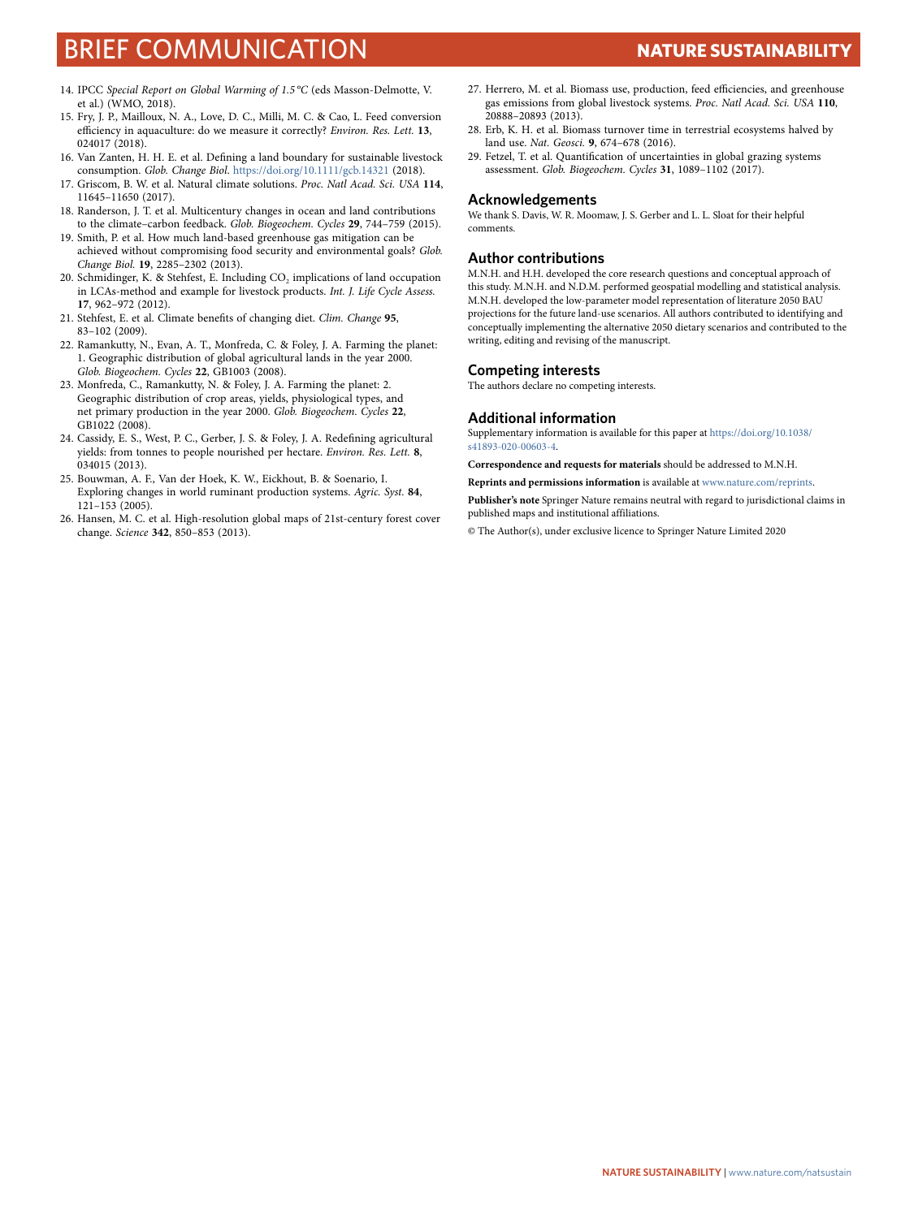14. IPCC *Special Report on Global Warming of 1.5 °C* (eds Masson-Delmotte, V. et al.) (WMO, 2018).
15. Fry, J. P., Mailloux, N. A., Love, D. C., Milli, M. C. & Cao, L. Feed conversion efficiency in aquaculture: do we measure it correctly? *Environ. Res. Lett.* **13**, 024017 (2018).
16. Van Zanten, H. H. E. et al. Defining a land boundary for sustainable livestock consumption. *Glob. Change Biol.* https://doi.org/10.1111/gcb.14321 (2018).
17. Griscom, B. W. et al. Natural climate solutions. *Proc. Natl Acad. Sci. USA* **114**, 11645–11650 (2017).
18. Randerson, J. T. et al. Multicentury changes in ocean and land contributions to the climate–carbon feedback. *Glob. Biogeochem. Cycles* **29**, 744–759 (2015).
19. Smith, P. et al. How much land-based greenhouse gas mitigation can be achieved without compromising food security and environmental goals? *Glob. Change Biol.* **19**, 2285–2302 (2013).
20. Schmidinger, K. & Stehfest, E. Including $CO_2$ implications of land occupation in LCAs-method and example for livestock products. *Int. J. Life Cycle Assess.* **17**, 962–972 (2012).
21. Stehfest, E. et al. Climate benefits of changing diet. *Clim. Change* **95**, 83–102 (2009).
22. Ramankutty, N., Evan, A. T., Monfreda, C. & Foley, J. A. Farming the planet: 1. Geographic distribution of global agricultural lands in the year 2000. *Glob. Biogeochem. Cycles* **22**, GB1003 (2008).
23. Monfreda, C., Ramankutty, N. & Foley, J. A. Farming the planet: 2. Geographic distribution of crop areas, yields, physiological types, and net primary production in the year 2000. *Glob. Biogeochem. Cycles* **22**, GB1022 (2008).
24. Cassidy, E. S., West, P. C., Gerber, J. S. & Foley, J. A. Redefining agricultural yields: from tonnes to people nourished per hectare. *Environ. Res. Lett.* **8**, 034015 (2013).
25. Bouwman, A. F., Van der Hoek, K. W., Eickhout, B. & Soenario, I. Exploring changes in world ruminant production systems. *Agric. Syst.* **84**, 121–153 (2005).
26. Hansen, M. C. et al. High-resolution global maps of 21st-century forest cover change. *Science* **342**, 850–853 (2013).
27. Herrero, M. et al. Biomass use, production, feed efficiencies, and greenhouse gas emissions from global livestock systems. *Proc. Natl Acad. Sci. USA* **110**, 20888–20893 (2013).
28. Erb, K. H. et al. Biomass turnover time in terrestrial ecosystems halved by land use. *Nat. Geosci.* **9**, 674–678 (2016).
29. Fetzel, T. et al. Quantification of uncertainties in global grazing systems assessment. *Glob. Biogeochem. Cycles* **31**, 1089–1102 (2017).

## Acknowledgements

We thank S. Davis, W. R. Moomaw, J. S. Gerber and L. L. Sloat for their helpful comments.

## Author contributions

M.N.H. and H.H. developed the core research questions and conceptual approach of this study. M.N.H. and N.D.M. performed geospatial modelling and statistical analysis. M.N.H. developed the low-parameter model representation of literature 2050 BAU projections for the future land-use scenarios. All authors contributed to identifying and conceptually implementing the alternative 2050 dietary scenarios and contributed to the writing, editing and revising of the manuscript.

## Competing interests

The authors declare no competing interests.

## Additional information

Supplementary information is available for this paper at https://doi.org/10.1038/s41893-020-00603-4.

**Correspondence and requests for materials** should be addressed to M.N.H.

**Reprints and permissions information** is available at www.nature.com/reprints.

**Publisher's note** Springer Nature remains neutral with regard to jurisdictional claims in published maps and institutional affiliations.

© The Author(s), under exclusive licence to Springer Nature Limited 2020